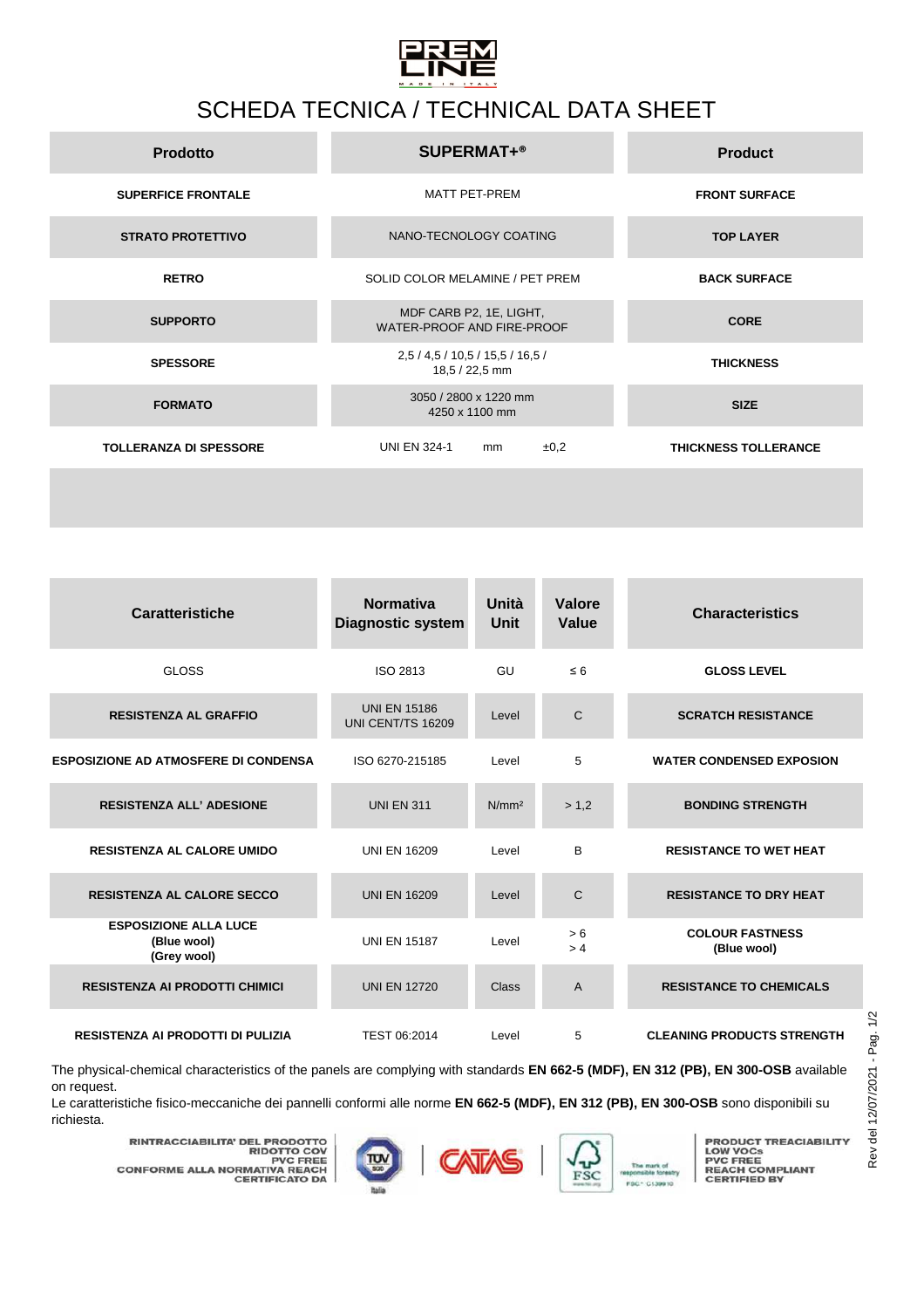PREM LINE

MADE IN ITALY

# SCHEDA TECNICA / TECHNICAL DATA SHEET

| Prodotto | SUPERMAT+® | Product |
|---|---|---|
| SUPERFICE FRONTALE | MATT PET-PREM | FRONT SURFACE |
| STRATO PROTETTIVO | NANO-TECNOLOGY COATING | TOP LAYER |
| RETRO | SOLID COLOR MELAMINE / PET PREM | BACK SURFACE |
| SUPPORTO | MDF CARB P2, 1E, LIGHT, WATER-PROOF AND FIRE-PROOF | CORE |
| SPESSORE | 2,5 / 4,5 / 10,5 / 15,5 / 16,5 / 18,5 / 22,5 mm | THICKNESS |
| FORMATO | 3050 / 2800 x 1220 mm 4250 x 1100 mm | SIZE |
| TOLLERANZA DI SPESSORE | UNI EN 324-1 mm ±0,2 | THICKNESS TOLLERANCE |

| Caratteristiche | Normativa Diagnostic system | Unità Unit | Valore Value | Characteristics |
|---|---|---|---|---|
| GLOSS | ISO 2813 | GU | ≤ 6 | GLOSS LEVEL |
| RESISTENZA AL GRAFFIO | UNI EN 15186 UNI CENT/TS 16209 | Level | C | SCRATCH RESISTANCE |
| ESPOSIZIONE AD ATMOSFERE DI CONDENSA | ISO 6270-215185 | Level | 5 | WATER CONDENSED EXPOSION |
| RESISTENZA ALL' ADESIONE | UNI EN 311 | N/mm² | > 1,2 | BONDING STRENGTH |
| RESISTENZA AL CALORE UMIDO | UNI EN 16209 | Level | B | RESISTANCE TO WET HEAT |
| RESISTENZA AL CALORE SECCO | UNI EN 16209 | Level | C | RESISTANCE TO DRY HEAT |
| ESPOSIZIONE ALLA LUCE (Blue wool) (Grey wool) | UNI EN 15187 | Level | > 6<br>> 4 | COLOUR FASTNESS (Blue wool) |
| RESISTENZA AI PRODOTTI CHIMICI | UNI EN 12720 | Class | A | RESISTANCE TO CHEMICALS |
| RESISTENZA AI PRODOTTI DI PULIZIA | TEST 06:2014 | Level | 5 | CLEANING PRODUCTS STRENGTH |

The physical-chemical characteristics of the panels are complying with standards **EN 662-5 (MDF), EN 312 (PB), EN 300-OSB** available on request.

Le caratteristiche fisico-meccaniche dei pannelli conformi alle norme **EN 662-5 (MDF), EN 312 (PB), EN 300-OSB** sono disponibili su richiesta.

**RINTRACCIABILITA' DEL PRODOTTO**
**RIDOTTO COV**
**PVC FREE**
**CONFORME ALLA NORMATIVA REACH**
**CERTIFICATO DA**

TÜV SÜD Italia | CATAS | FSC — The mark of responsible forestry — FSC® C130910

**PRODUCT TREACIABILITY**
**LOW VOCs**
**PVC FREE**
**REACH COMPLIANT**
**CERTIFIED BY**

Rev del 12/07/2021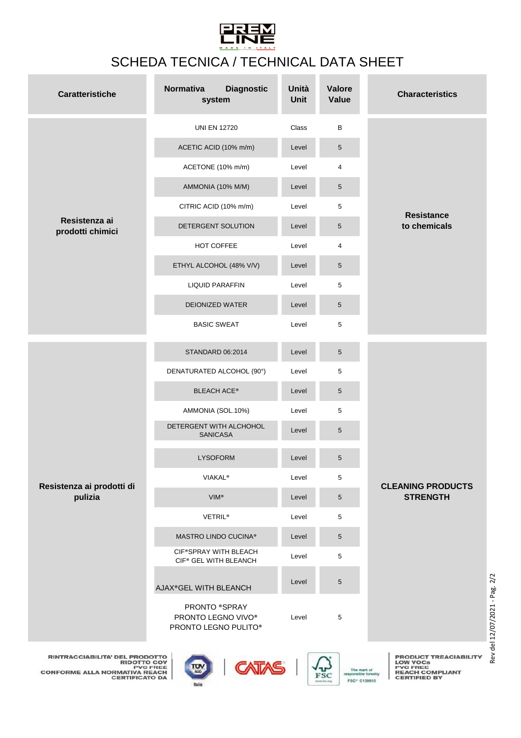# PREM LINE

MADE IN ITALY

## SCHEDA TECNICA / TECHNICAL DATA SHEET

| Caratteristiche | Normativa Diagnostic system | Unità Unit | Valore Value | Characteristics |
|---|---|---|---|---|
| Resistenza ai prodotti chimici | UNI EN 12720 | Class | B | Resistance to chemicals |
| | ACETIC ACID (10% m/m) | Level | 5 | |
| | ACETONE (10% m/m) | Level | 4 | |
| | AMMONIA (10% M/M) | Level | 5 | |
| | CITRIC ACID (10% m/m) | Level | 5 | |
| | DETERGENT SOLUTION | Level | 5 | |
| | HOT COFFEE | Level | 4 | |
| | ETHYL ALCOHOL (48% V/V) | Level | 5 | |
| | LIQUID PARAFFIN | Level | 5 | |
| | DEIONIZED WATER | Level | 5 | |
| | BASIC SWEAT | Level | 5 | |
| Resistenza ai prodotti di pulizia | STANDARD 06:2014 | Level | 5 | CLEANING PRODUCTS STRENGTH |
| | DENATURATED ALCOHOL (90°) | Level | 5 | |
| | BLEACH ACE® | Level | 5 | |
| | AMMONIA (SOL.10%) | Level | 5 | |
| | DETERGENT WITH ALCHOHOL SANICASA | Level | 5 | |
| | LYSOFORM | Level | 5 | |
| | VIAKAL® | Level | 5 | |
| | VIM® | Level | 5 | |
| | VETRIL® | Level | 5 | |
| | MASTRO LINDO CUCINA® | Level | 5 | |
| | CIF®SPRAY WITH BLEACH CIF® GEL WITH BLEANCH | Level | 5 | |
| | AJAX®GEL WITH BLEANCH | Level | 5 | |
| | PRONTO ®SPRAY PRONTO LEGNO VIVO® PRONTO LEGNO PULITO® | Level | 5 | |

RINTRACCIABILITA' DEL PRODOTTO
RIDOTTO COV
PVC FREE
CONFORME ALLA NORMATIVA REACH
CERTIFICATO DA

TÜV SÜD Italia | CATAS | FSC – The mark of responsible forestry – FSC® C139910

PRODUCT TREACIABILITY
LOW VOCs
PVC FREE
REACH COMPLIANT
CERTIFIED BY

Rev del 12/07/2021